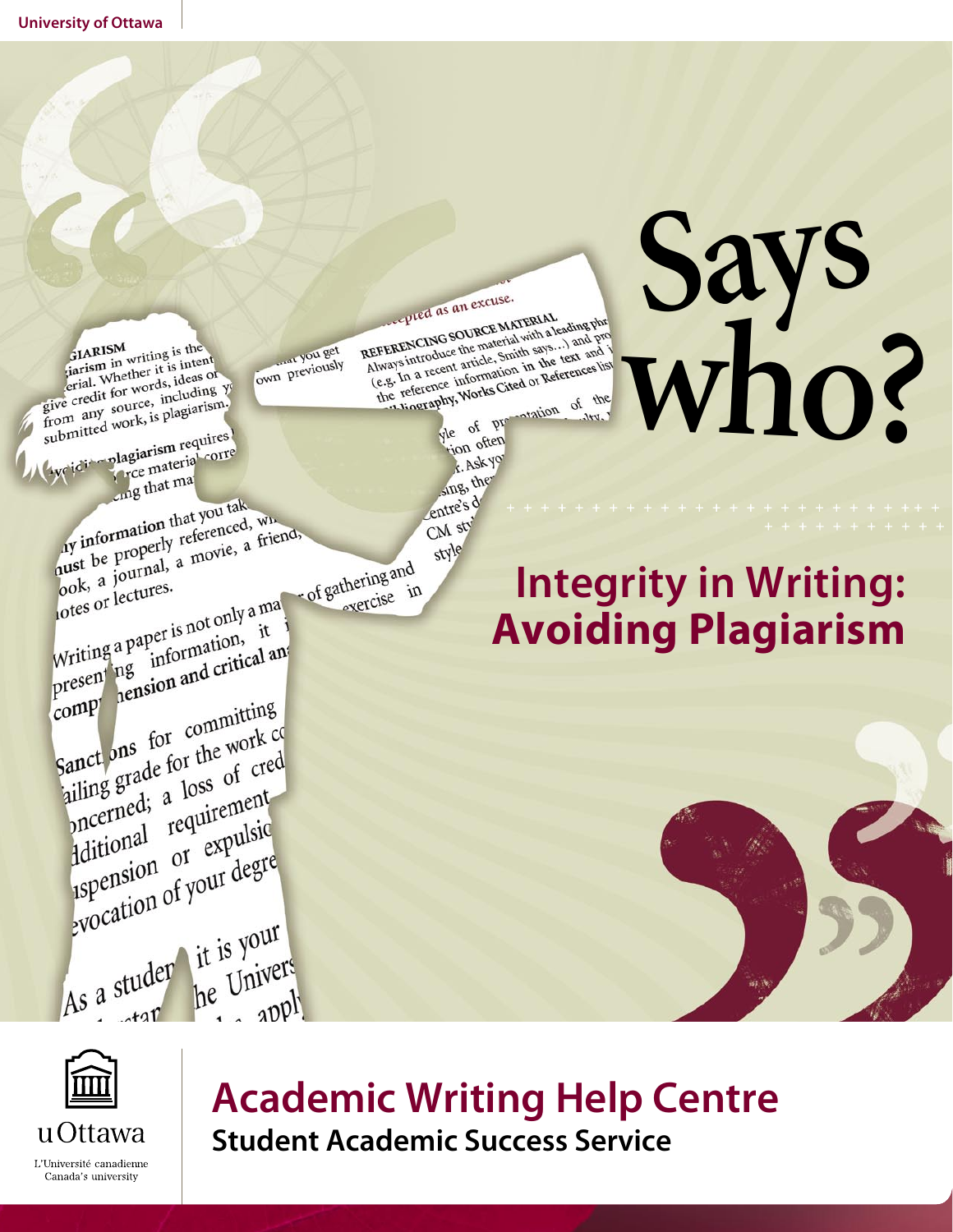# Says who?

## Integrity in Writing: Avoiding Plagiarism

**Academic Writing Help Centre**

**Student Academic Success Service**

uOttawa

L'Université canadienne
Canada's university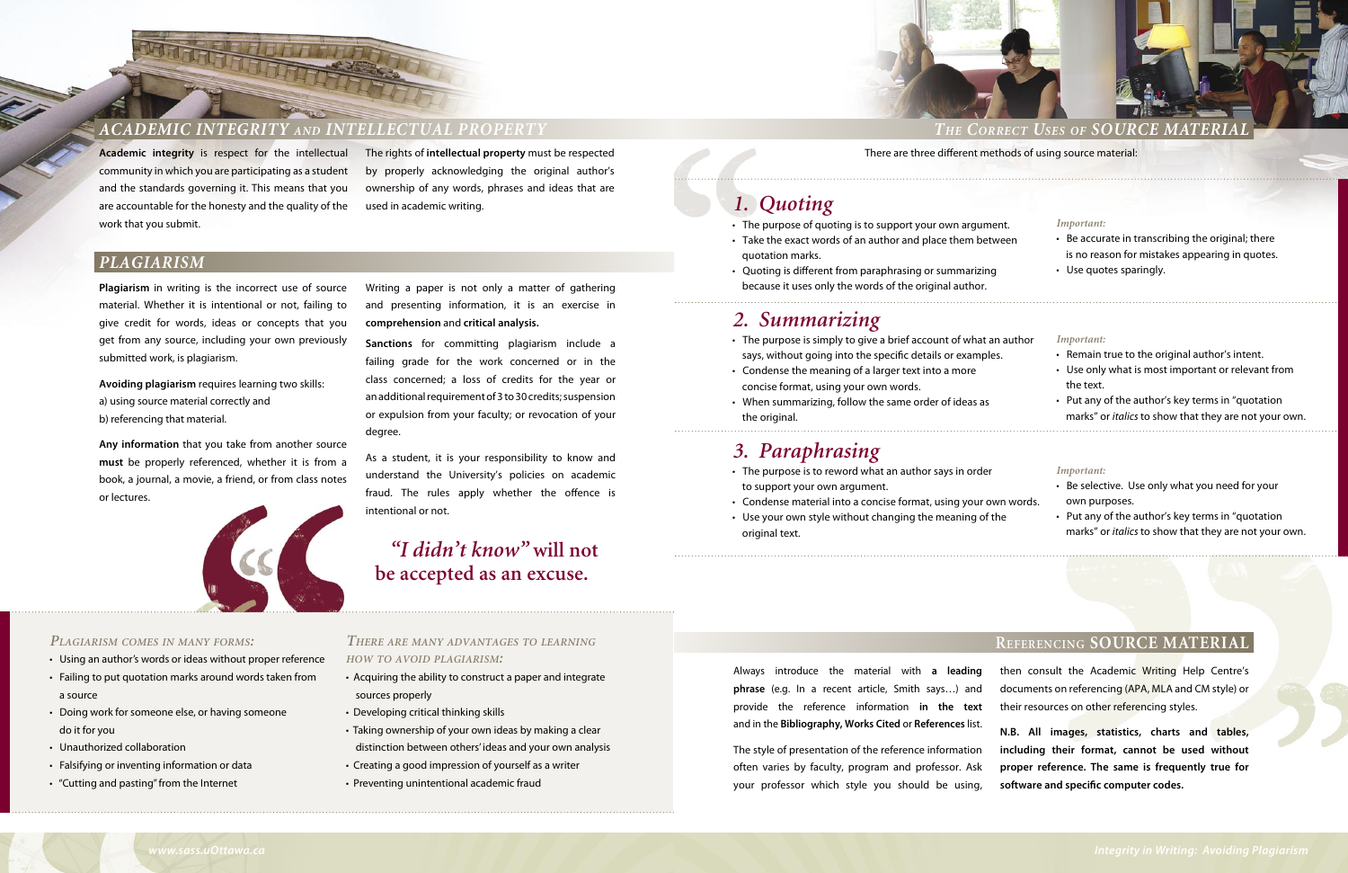## ACADEMIC INTEGRITY AND INTELLECTUAL PROPERTY

**Academic integrity** is respect for the intellectual community in which you are participating as a student and the standards governing it. This means that you are accountable for the honesty and the quality of the work that you submit.

The rights of **intellectual property** must be respected by properly acknowledging the original author's ownership of any words, phrases and ideas that are used in academic writing.

## PLAGIARISM

**Plagiarism** in writing is the incorrect use of source material. Whether it is intentional or not, failing to give credit for words, ideas or concepts that you get from any source, including your own previously submitted work, is plagiarism.

**Avoiding plagiarism** requires learning two skills:
a) using source material correctly and
b) referencing that material.

**Any information** that you take from another source **must** be properly referenced, whether it is from a book, a journal, a movie, a friend, or from class notes or lectures.

Writing a paper is not only a matter of gathering and presenting information, it is an exercise in **comprehension** and **critical analysis.**

**Sanctions** for committing plagiarism include a failing grade for the work concerned or in the class concerned; a loss of credits for the year or an additional requirement of 3 to 30 credits; suspension or expulsion from your faculty; or revocation of your degree.

As a student, it is your responsibility to know and understand the University's policies on academic fraud. The rules apply whether the offence is intentional or not.

***"I didn't know"* will not be accepted as an excuse.**

### *Plagiarism comes in many forms:*

- Using an author's words or ideas without proper reference
- Failing to put quotation marks around words taken from a source
- Doing work for someone else, or having someone do it for you
- Unauthorized collaboration
- Falsifying or inventing information or data
- "Cutting and pasting" from the Internet

### *There are many advantages to learning how to avoid plagiarism:*

- Acquiring the ability to construct a paper and integrate sources properly
- Developing critical thinking skills
- Taking ownership of your own ideas by making a clear distinction between others' ideas and your own analysis
- Creating a good impression of yourself as a writer
- Preventing unintentional academic fraud

## THE CORRECT USES OF SOURCE MATERIAL

There are three different methods of using source material:

### 1. Quoting

- The purpose of quoting is to support your own argument.
- Take the exact words of an author and place them between quotation marks.
- Quoting is different from paraphrasing or summarizing because it uses only the words of the original author.

*Important:*

- Be accurate in transcribing the original; there is no reason for mistakes appearing in quotes.
- Use quotes sparingly.

### 2. Summarizing

- The purpose is simply to give a brief account of what an author says, without going into the specific details or examples.
- Condense the meaning of a larger text into a more concise format, using your own words.
- When summarizing, follow the same order of ideas as the original.

*Important:*

- Remain true to the original author's intent.
- Use only what is most important or relevant from the text.
- Put any of the author's key terms in "quotation marks" or *italics* to show that they are not your own.

### 3. Paraphrasing

- The purpose is to reword what an author says in order to support your own argument.
- Condense material into a concise format, using your own words.
- Use your own style without changing the meaning of the original text.

*Important:*

- Be selective. Use only what you need for your own purposes.
- Put any of the author's key terms in "quotation marks" or *italics* to show that they are not your own.

## REFERENCING SOURCE MATERIAL

Always introduce the material with **a leading phrase** (e.g. In a recent article, Smith says…) and provide the reference information **in the text** and in the **Bibliography, Works Cited** or **References** list.

The style of presentation of the reference information often varies by faculty, program and professor. Ask your professor which style you should be using, then consult the Academic Writing Help Centre's documents on referencing (APA, MLA and CM style) or their resources on other referencing styles.

**N.B. All images, statistics, charts and tables, including their format, cannot be used without proper reference. The same is frequently true for software and specific computer codes.**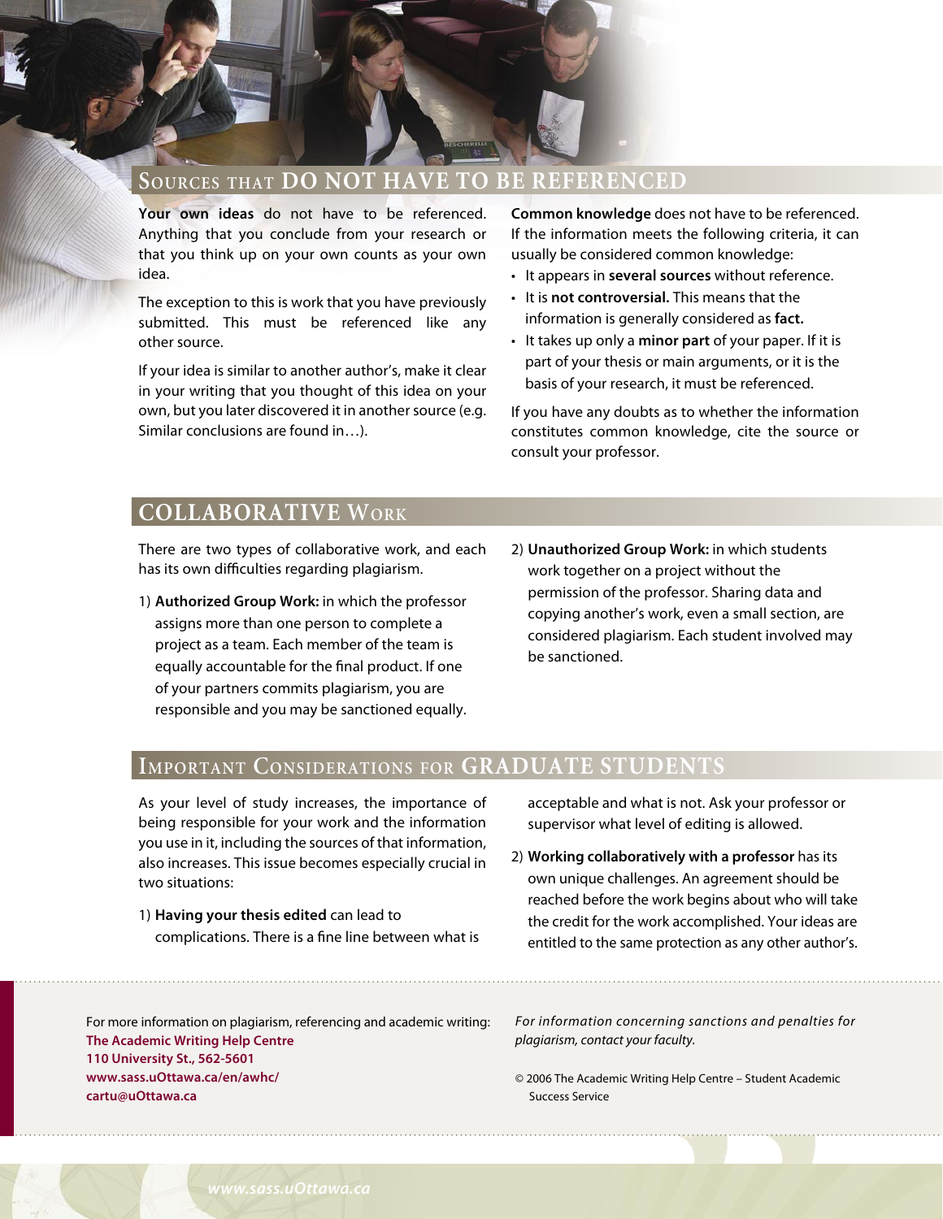## Sources that DO NOT HAVE TO BE REFERENCED

**Your own ideas** do not have to be referenced. Anything that you conclude from your research or that you think up on your own counts as your own idea.

The exception to this is work that you have previously submitted. This must be referenced like any other source.

If your idea is similar to another author's, make it clear in your writing that you thought of this idea on your own, but you later discovered it in another source (e.g. Similar conclusions are found in…).

**Common knowledge** does not have to be referenced. If the information meets the following criteria, it can usually be considered common knowledge:

- It appears in **several sources** without reference.
- It is **not controversial.** This means that the information is generally considered as **fact.**
- It takes up only a **minor part** of your paper. If it is part of your thesis or main arguments, or it is the basis of your research, it must be referenced.

If you have any doubts as to whether the information constitutes common knowledge, cite the source or consult your professor.

## COLLABORATIVE Work

There are two types of collaborative work, and each has its own difficulties regarding plagiarism.

1) **Authorized Group Work:** in which the professor assigns more than one person to complete a project as a team. Each member of the team is equally accountable for the final product. If one of your partners commits plagiarism, you are responsible and you may be sanctioned equally.
2) **Unauthorized Group Work:** in which students work together on a project without the permission of the professor. Sharing data and copying another's work, even a small section, are considered plagiarism. Each student involved may be sanctioned.

## Important Considerations for GRADUATE STUDENTS

As your level of study increases, the importance of being responsible for your work and the information you use in it, including the sources of that information, also increases. This issue becomes especially crucial in two situations:

1) **Having your thesis edited** can lead to complications. There is a fine line between what is acceptable and what is not. Ask your professor or supervisor what level of editing is allowed.
2) **Working collaboratively with a professor** has its own unique challenges. An agreement should be reached before the work begins about who will take the credit for the work accomplished. Your ideas are entitled to the same protection as any other author's.

For more information on plagiarism, referencing and academic writing:
**The Academic Writing Help Centre**
**110 University St., 562-5601**
**www.sass.uOttawa.ca/en/awhc/**
**cartu@uOttawa.ca**

*For information concerning sanctions and penalties for plagiarism, contact your faculty.*

© 2006 The Academic Writing Help Centre – Student Academic Success Service

*www.sass.uOttawa.ca*